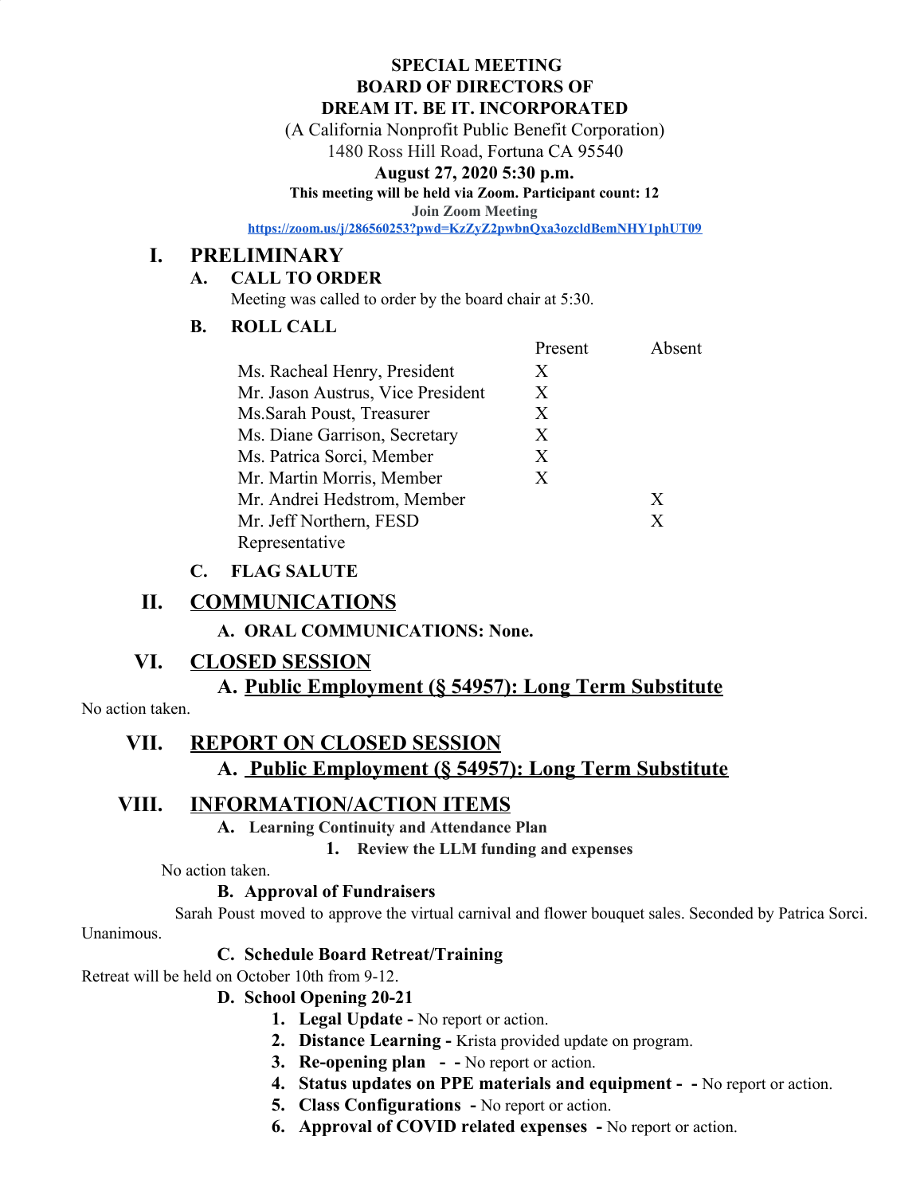**SPECIAL MEETING**
**BOARD OF DIRECTORS OF**
**DREAM IT. BE IT. INCORPORATED**

(A California Nonprofit Public Benefit Corporation)
1480 Ross Hill Road, Fortuna CA 95540

**August 27, 2020 5:30 p.m.**

**This meeting will be held via Zoom. Participant count: 12**

**Join Zoom Meeting**

https://zoom.us/j/286560253?pwd=KzZyZ2pwbnQxa3ozcldBemNHY1phUT09

# I. PRELIMINARY

## A. CALL TO ORDER

Meeting was called to order by the board chair at 5:30.

## B. ROLL CALL

| | Present | Absent |
|---|---|---|
| Ms. Racheal Henry, President | X | |
| Mr. Jason Austrus, Vice President | X | |
| Ms.Sarah Poust, Treasurer | X | |
| Ms. Diane Garrison, Secretary | X | |
| Ms. Patrica Sorci, Member | X | |
| Mr. Martin Morris, Member | X | |
| Mr. Andrei Hedstrom, Member | | X |
| Mr. Jeff Northern, FESD Representative | | X |

## C. FLAG SALUTE

# II. COMMUNICATIONS

**A. ORAL COMMUNICATIONS: None.**

# VI. CLOSED SESSION

## A. Public Employment (§ 54957): Long Term Substitute

No action taken.

# VII. REPORT ON CLOSED SESSION

## A. Public Employment (§ 54957): Long Term Substitute

# VIII. INFORMATION/ACTION ITEMS

**A. Learning Continuity and Attendance Plan**

1. **Review the LLM funding and expenses**

No action taken.

**B. Approval of Fundraisers**

Sarah Poust moved to approve the virtual carnival and flower bouquet sales. Seconded by Patrica Sorci. Unanimous.

**C. Schedule Board Retreat/Training**

Retreat will be held on October 10th from 9-12.

**D. School Opening 20-21**

1. **Legal Update -** No report or action.
2. **Distance Learning -** Krista provided update on program.
3. **Re-opening plan - -** No report or action.
4. **Status updates on PPE materials and equipment - -** No report or action.
5. **Class Configurations -** No report or action.
6. **Approval of COVID related expenses -** No report or action.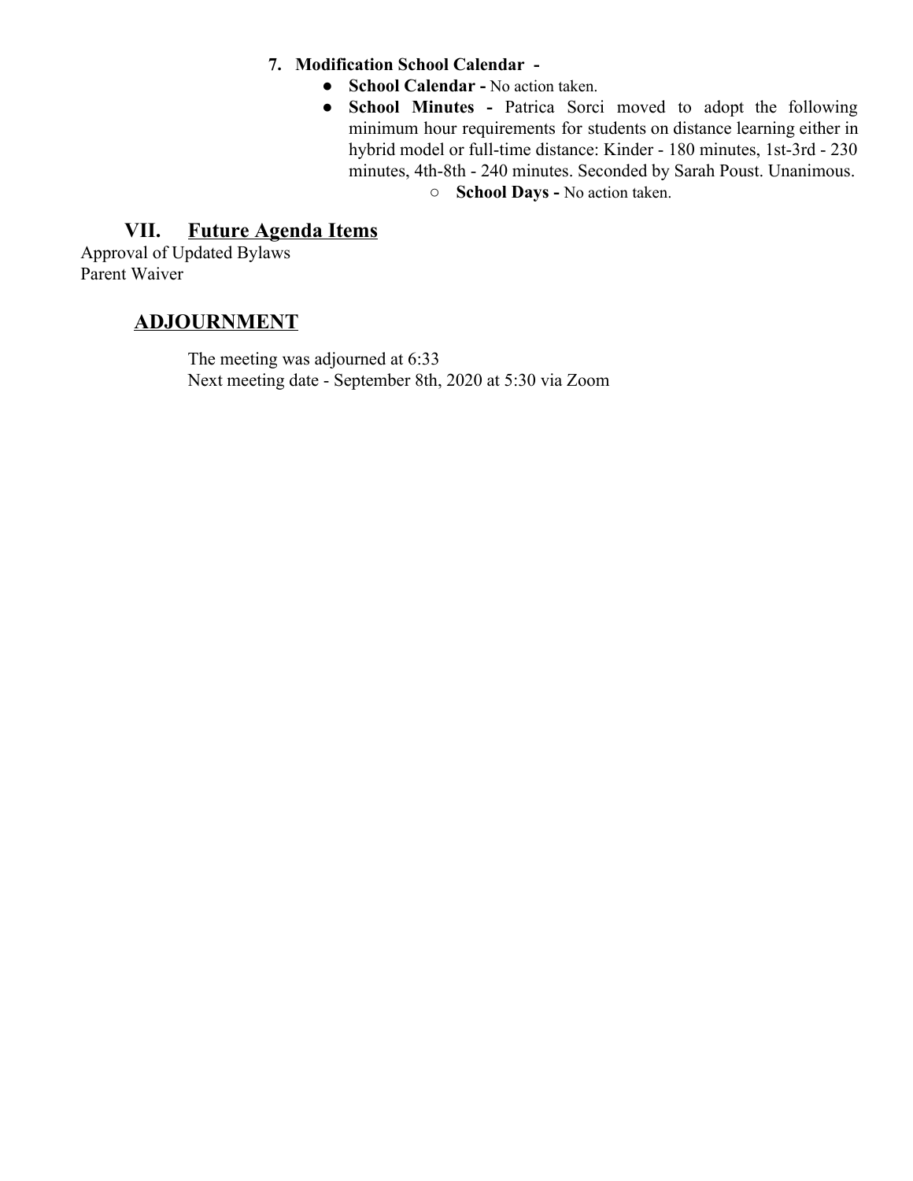7. **Modification School Calendar -**
    - **School Calendar -** No action taken.
    - **School Minutes -** Patrica Sorci moved to adopt the following minimum hour requirements for students on distance learning either in hybrid model or full-time distance: Kinder - 180 minutes, 1st-3rd - 230 minutes, 4th-8th - 240 minutes. Seconded by Sarah Poust. Unanimous.
        - **School Days -** No action taken.

## VII. Future Agenda Items

Approval of Updated Bylaws
Parent Waiver

## ADJOURNMENT

The meeting was adjourned at 6:33
Next meeting date - September 8th, 2020 at 5:30 via Zoom